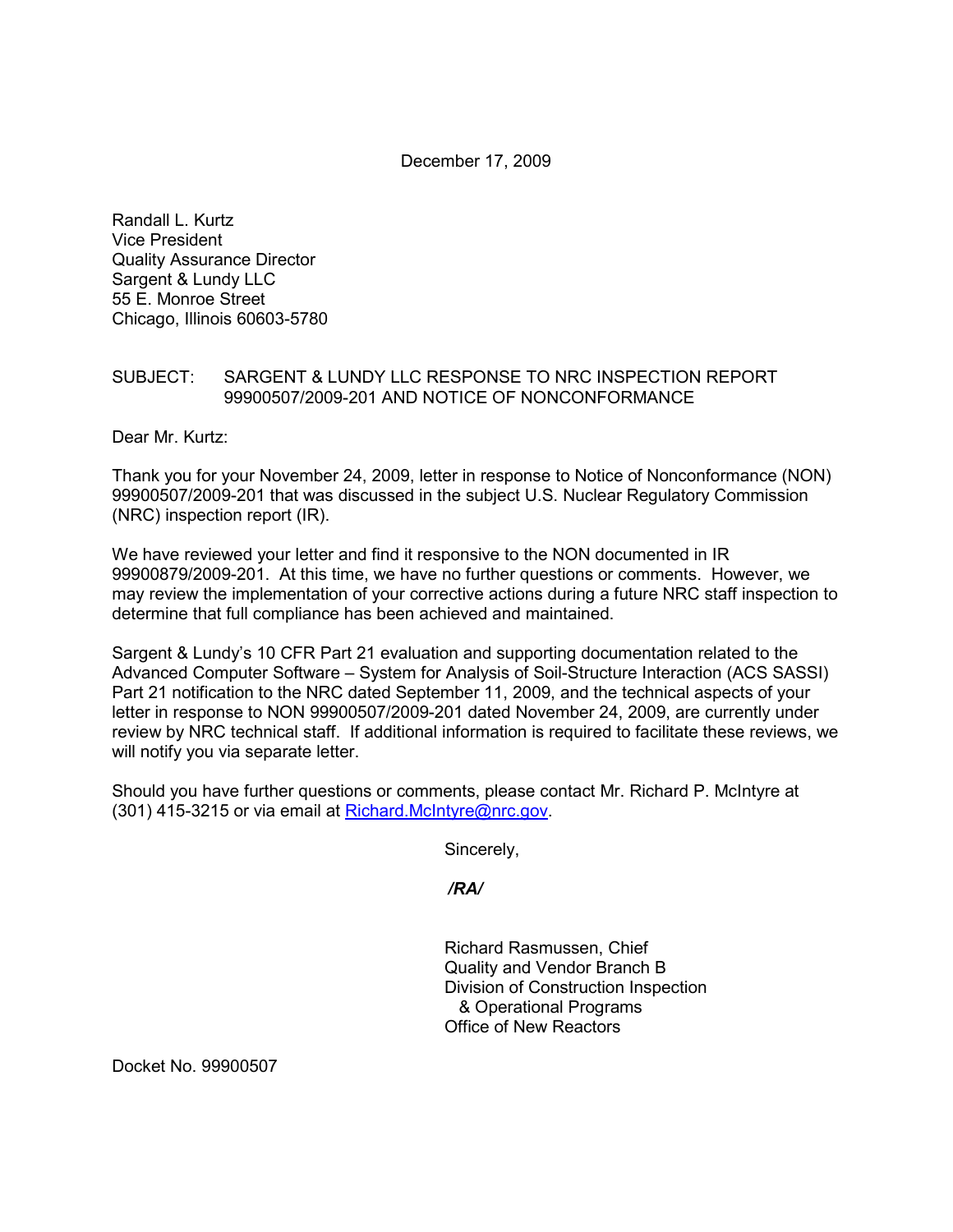December 17, 2009

Randall L. Kurtz
Vice President
Quality Assurance Director
Sargent & Lundy LLC
55 E. Monroe Street
Chicago, Illinois 60603-5780

SUBJECT: SARGENT & LUNDY LLC RESPONSE TO NRC INSPECTION REPORT 99900507/2009-201 AND NOTICE OF NONCONFORMANCE

Dear Mr. Kurtz:

Thank you for your November 24, 2009, letter in response to Notice of Nonconformance (NON) 99900507/2009-201 that was discussed in the subject U.S. Nuclear Regulatory Commission (NRC) inspection report (IR).

We have reviewed your letter and find it responsive to the NON documented in IR 99900879/2009-201. At this time, we have no further questions or comments. However, we may review the implementation of your corrective actions during a future NRC staff inspection to determine that full compliance has been achieved and maintained.

Sargent & Lundy's 10 CFR Part 21 evaluation and supporting documentation related to the Advanced Computer Software – System for Analysis of Soil-Structure Interaction (ACS SASSI) Part 21 notification to the NRC dated September 11, 2009, and the technical aspects of your letter in response to NON 99900507/2009-201 dated November 24, 2009, are currently under review by NRC technical staff. If additional information is required to facilitate these reviews, we will notify you via separate letter.

Should you have further questions or comments, please contact Mr. Richard P. McIntyre at (301) 415-3215 or via email at Richard.McIntyre@nrc.gov.

Sincerely,

*/RA/*

Richard Rasmussen, Chief
Quality and Vendor Branch B
Division of Construction Inspection
& Operational Programs
Office of New Reactors

Docket No. 99900507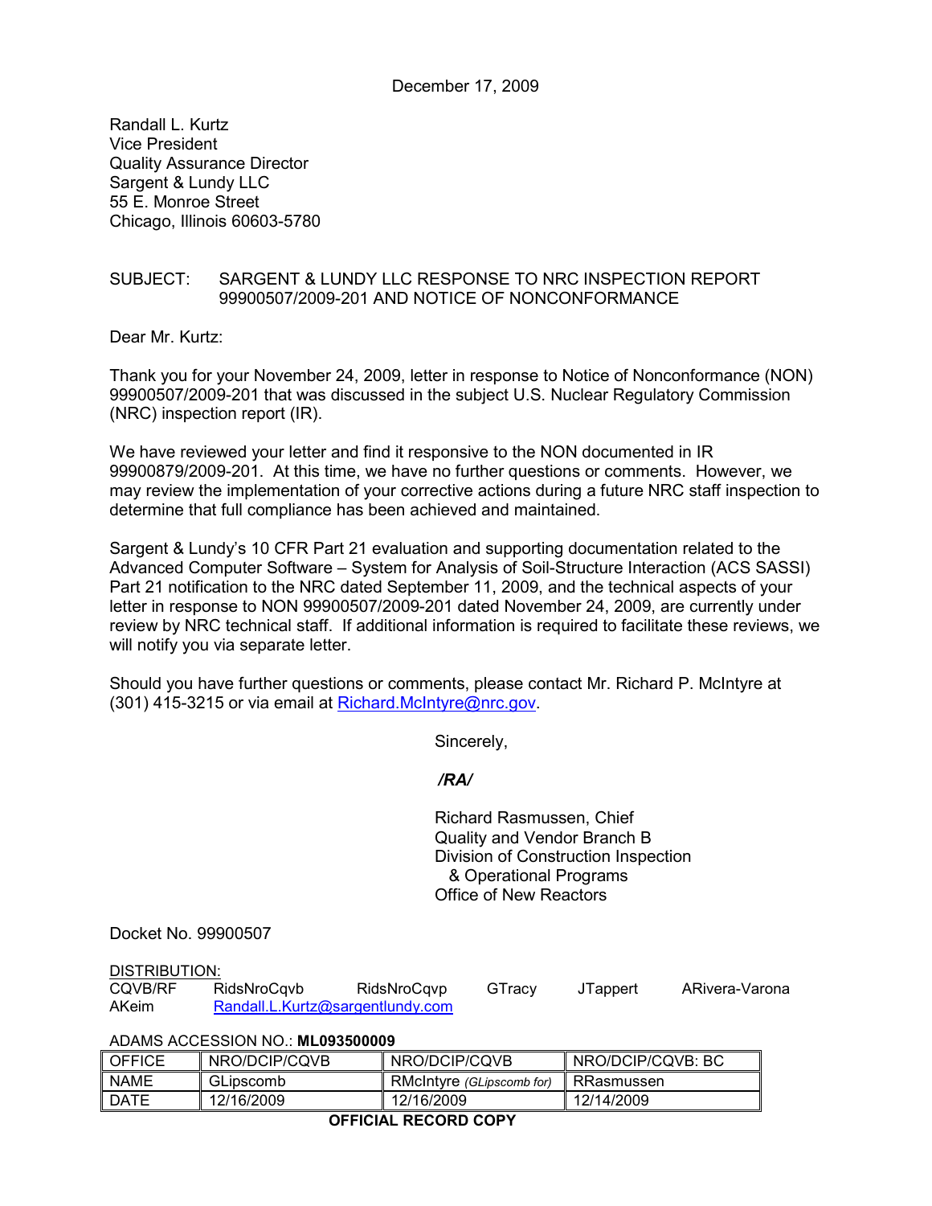December 17, 2009

Randall L. Kurtz
Vice President
Quality Assurance Director
Sargent & Lundy LLC
55 E. Monroe Street
Chicago, Illinois 60603-5780

SUBJECT: SARGENT & LUNDY LLC RESPONSE TO NRC INSPECTION REPORT 99900507/2009-201 AND NOTICE OF NONCONFORMANCE

Dear Mr. Kurtz:

Thank you for your November 24, 2009, letter in response to Notice of Nonconformance (NON) 99900507/2009-201 that was discussed in the subject U.S. Nuclear Regulatory Commission (NRC) inspection report (IR).

We have reviewed your letter and find it responsive to the NON documented in IR 99900879/2009-201. At this time, we have no further questions or comments. However, we may review the implementation of your corrective actions during a future NRC staff inspection to determine that full compliance has been achieved and maintained.

Sargent & Lundy's 10 CFR Part 21 evaluation and supporting documentation related to the Advanced Computer Software – System for Analysis of Soil-Structure Interaction (ACS SASSI) Part 21 notification to the NRC dated September 11, 2009, and the technical aspects of your letter in response to NON 99900507/2009-201 dated November 24, 2009, are currently under review by NRC technical staff. If additional information is required to facilitate these reviews, we will notify you via separate letter.

Should you have further questions or comments, please contact Mr. Richard P. McIntyre at (301) 415-3215 or via email at Richard.McIntyre@nrc.gov.

Sincerely,

*/RA/*

Richard Rasmussen, Chief
Quality and Vendor Branch B
Division of Construction Inspection
& Operational Programs
Office of New Reactors

Docket No. 99900507

DISTRIBUTION:
CQVB/RF RidsNroCqvb RidsNroCqvp GTracy JTappert ARivera-Varona
AKeim Randall.L.Kurtz@sargentlundy.com

ADAMS ACCESSION NO.: **ML093500009**

| OFFICE | NRO/DCIP/CQVB | NRO/DCIP/CQVB | NRO/DCIP/CQVB: BC |
|---|---|---|---|
| NAME | GLipscomb | RMcIntyre *(GLipscomb for)* | RRasmussen |
| DATE | 12/16/2009 | 12/16/2009 | 12/14/2009 |

**OFFICIAL RECORD COPY**